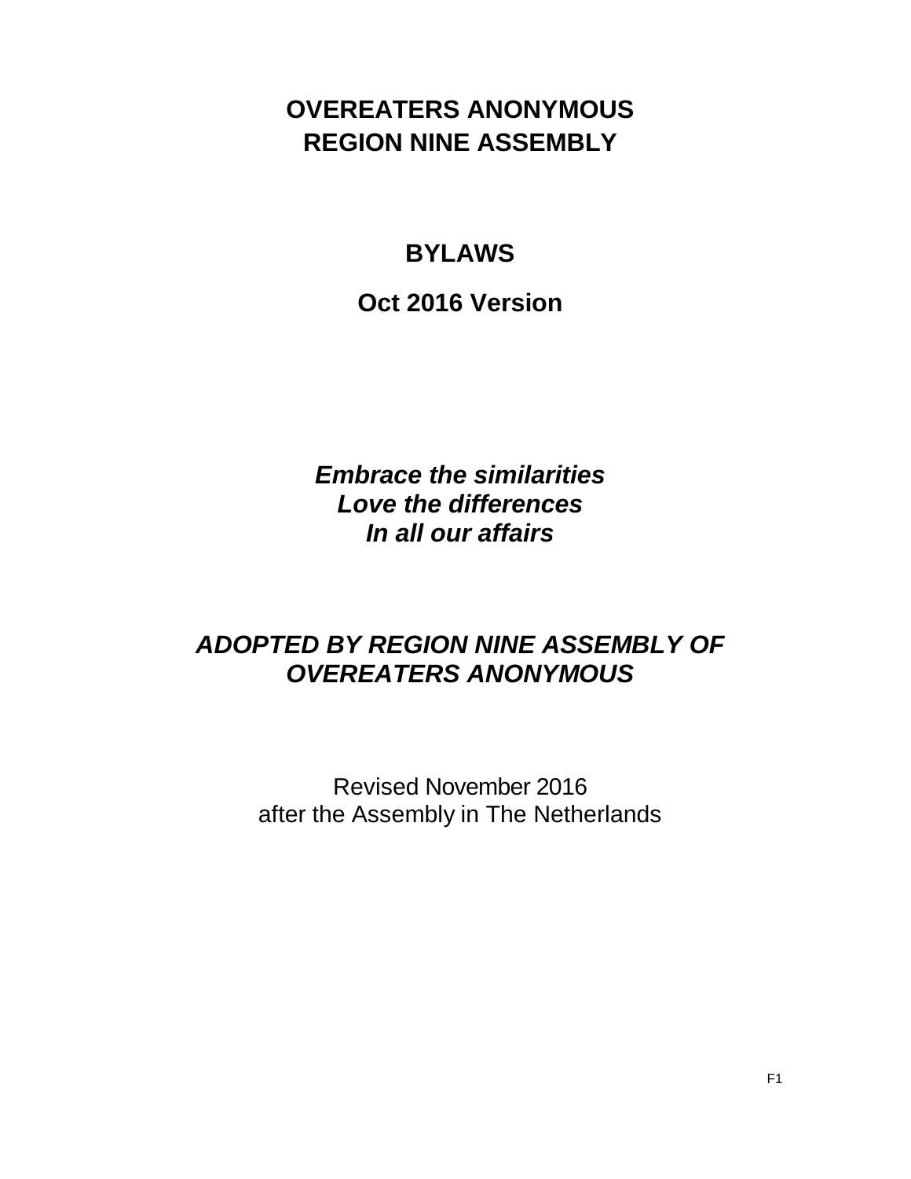# OVEREATERS ANONYMOUS
# REGION NINE ASSEMBLY

## BYLAWS

## Oct 2016 Version

***Embrace the similarities***
***Love the differences***
***In all our affairs***

***ADOPTED BY REGION NINE ASSEMBLY OF OVEREATERS ANONYMOUS***

Revised November 2016
after the Assembly in The Netherlands

F1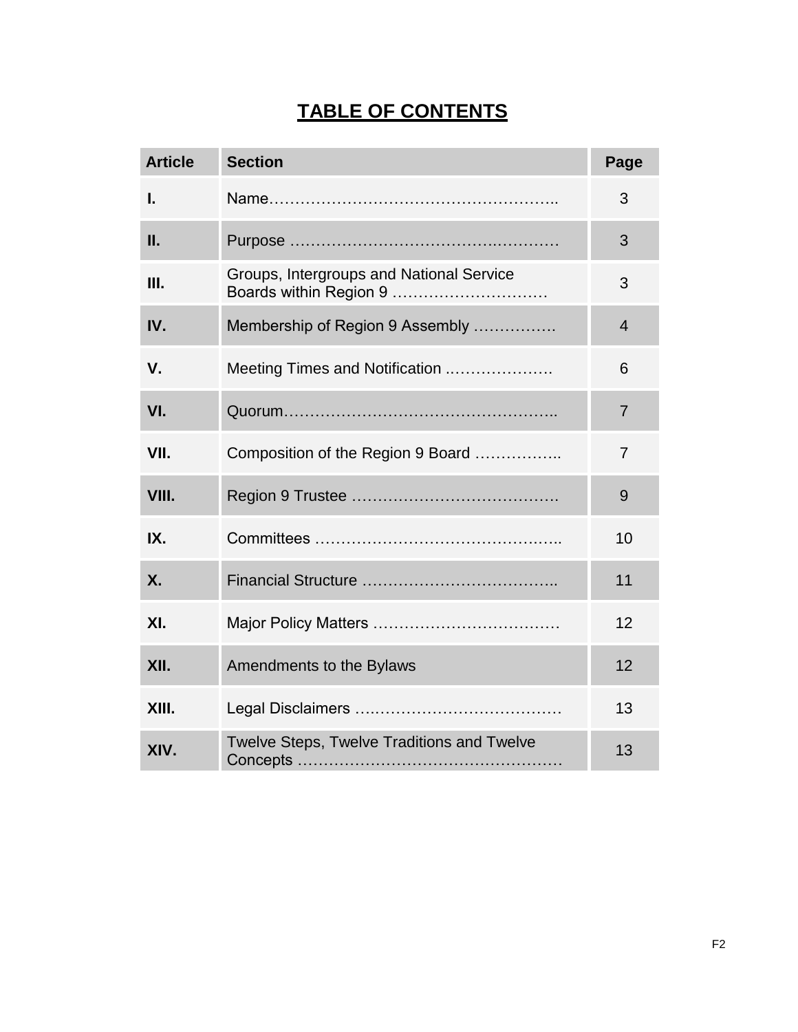# TABLE OF CONTENTS

| Article | Section | Page |
|---|---|---|
| I. | Name…………………………………………….. | 3 |
| II. | Purpose ……………………………….………… | 3 |
| III. | Groups, Intergroups and National Service Boards within Region 9 ………………………… | 3 |
| IV. | Membership of Region 9 Assembly ……………. | 4 |
| V. | Meeting Times and Notification ..………………. | 6 |
| VI. | Quorum…………………………………………….. | 7 |
| VII. | Composition of the Region 9 Board …………….. | 7 |
| VIII. | Region 9 Trustee …………………………………. | 9 |
| IX. | Committees ……………………………………….. | 10 |
| X. | Financial Structure ……………………………….. | 11 |
| XI. | Major Policy Matters ……………………………… | 12 |
| XII. | Amendments to the Bylaws | 12 |
| XIII. | Legal Disclaimers ….……………………………… | 13 |
| XIV. | Twelve Steps, Twelve Traditions and Twelve Concepts …………………………………………… | 13 |

F2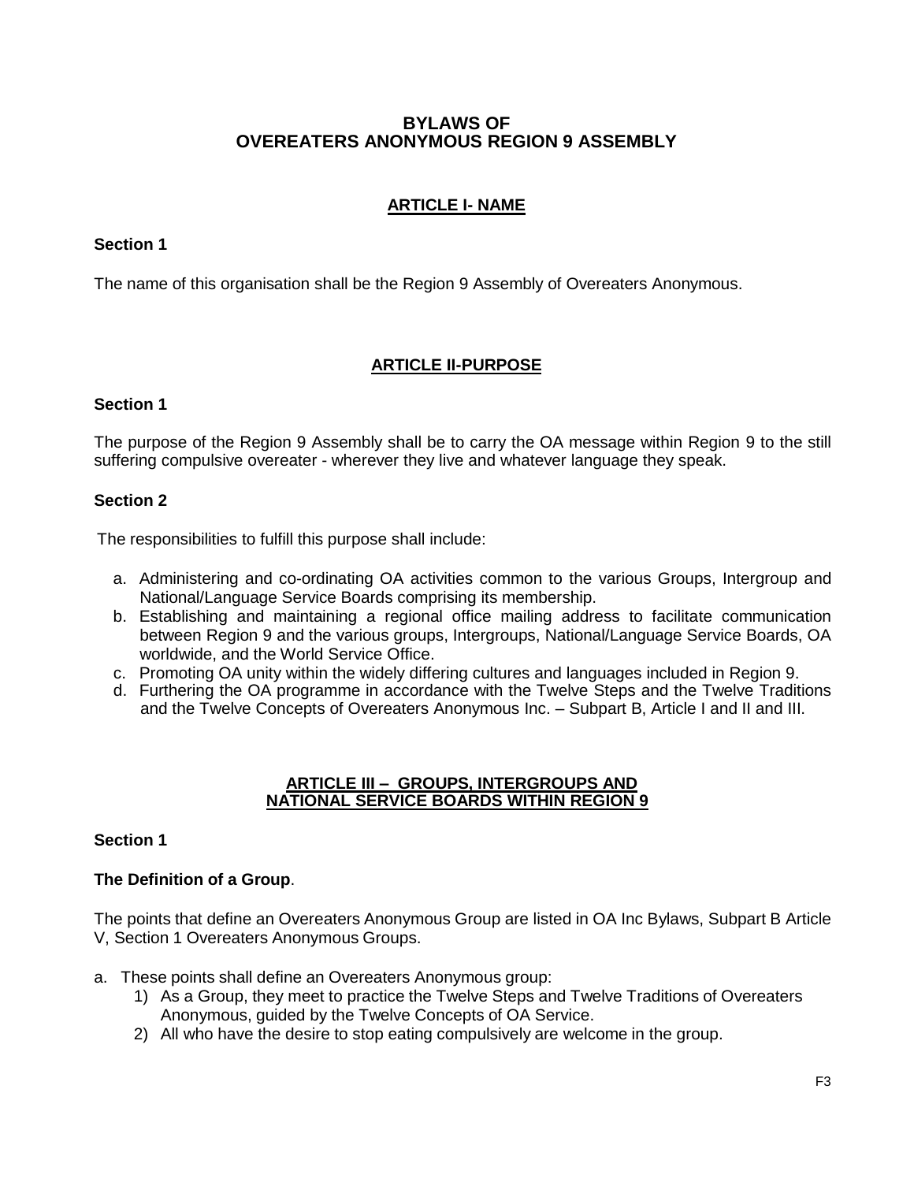# BYLAWS OF OVEREATERS ANONYMOUS REGION 9 ASSEMBLY

## ARTICLE I- NAME

**Section 1**

The name of this organisation shall be the Region 9 Assembly of Overeaters Anonymous.

## ARTICLE II-PURPOSE

**Section 1**

The purpose of the Region 9 Assembly shall be to carry the OA message within Region 9 to the still suffering compulsive overeater - wherever they live and whatever language they speak.

**Section 2**

The responsibilities to fulfill this purpose shall include:

a. Administering and co-ordinating OA activities common to the various Groups, Intergroup and National/Language Service Boards comprising its membership.
b. Establishing and maintaining a regional office mailing address to facilitate communication between Region 9 and the various groups, Intergroups, National/Language Service Boards, OA worldwide, and the World Service Office.
c. Promoting OA unity within the widely differing cultures and languages included in Region 9.
d. Furthering the OA programme in accordance with the Twelve Steps and the Twelve Traditions and the Twelve Concepts of Overeaters Anonymous Inc. – Subpart B, Article I and II and III.

## ARTICLE III – GROUPS, INTERGROUPS AND NATIONAL SERVICE BOARDS WITHIN REGION 9

**Section 1**

**The Definition of a Group**.

The points that define an Overeaters Anonymous Group are listed in OA Inc Bylaws, Subpart B Article V, Section 1 Overeaters Anonymous Groups.

a. These points shall define an Overeaters Anonymous group:
   1) As a Group, they meet to practice the Twelve Steps and Twelve Traditions of Overeaters Anonymous, guided by the Twelve Concepts of OA Service.
   2) All who have the desire to stop eating compulsively are welcome in the group.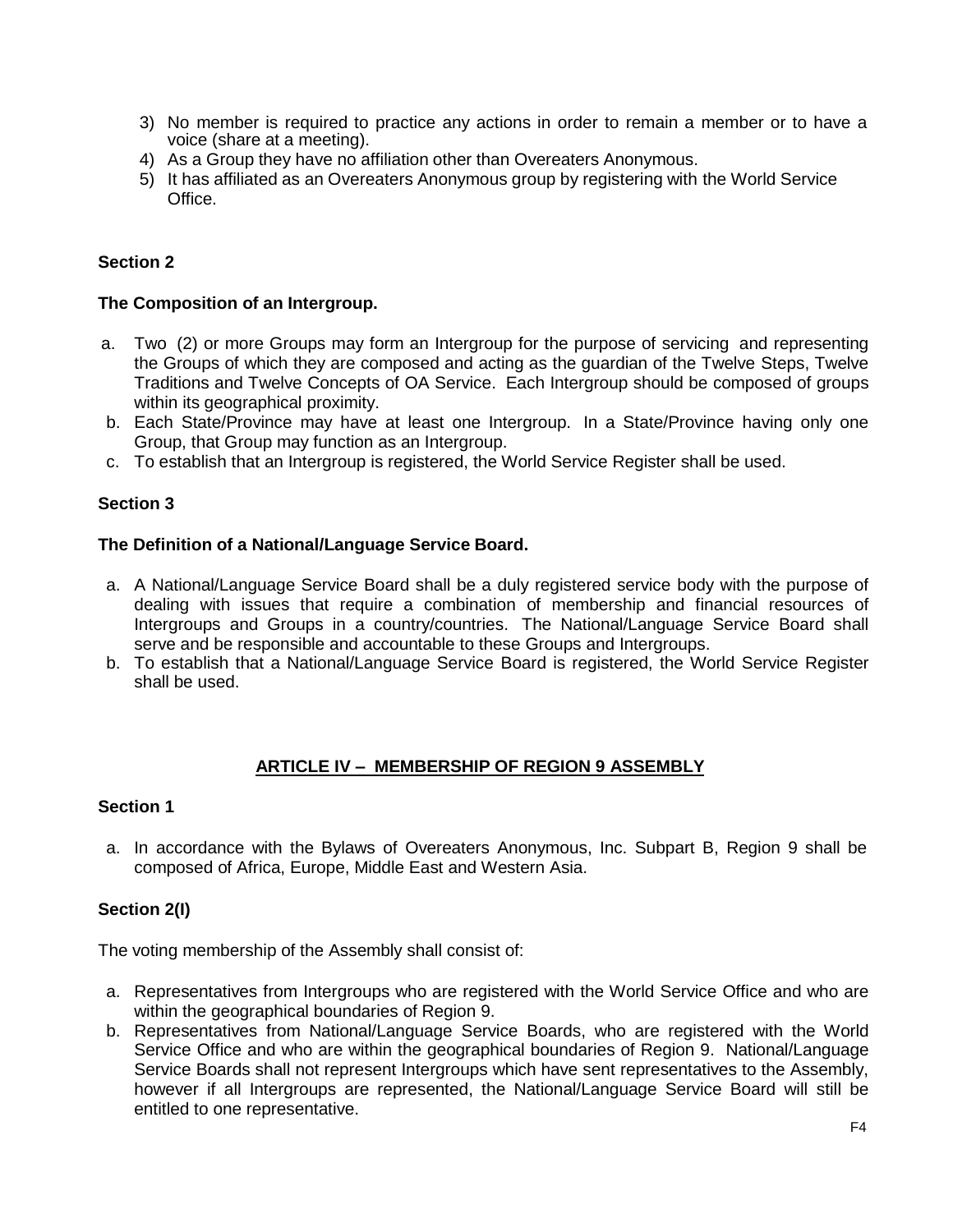3) No member is required to practice any actions in order to remain a member or to have a voice (share at a meeting).
4) As a Group they have no affiliation other than Overeaters Anonymous.
5) It has affiliated as an Overeaters Anonymous group by registering with the World Service Office.

**Section 2**

**The Composition of an Intergroup.**

a. Two (2) or more Groups may form an Intergroup for the purpose of servicing and representing the Groups of which they are composed and acting as the guardian of the Twelve Steps, Twelve Traditions and Twelve Concepts of OA Service. Each Intergroup should be composed of groups within its geographical proximity.
b. Each State/Province may have at least one Intergroup. In a State/Province having only one Group, that Group may function as an Intergroup.
c. To establish that an Intergroup is registered, the World Service Register shall be used.

**Section 3**

**The Definition of a National/Language Service Board.**

a. A National/Language Service Board shall be a duly registered service body with the purpose of dealing with issues that require a combination of membership and financial resources of Intergroups and Groups in a country/countries. The National/Language Service Board shall serve and be responsible and accountable to these Groups and Intergroups.
b. To establish that a National/Language Service Board is registered, the World Service Register shall be used.

## ARTICLE IV – MEMBERSHIP OF REGION 9 ASSEMBLY

**Section 1**

a. In accordance with the Bylaws of Overeaters Anonymous, Inc. Subpart B, Region 9 shall be composed of Africa, Europe, Middle East and Western Asia.

**Section 2(I)**

The voting membership of the Assembly shall consist of:

a. Representatives from Intergroups who are registered with the World Service Office and who are within the geographical boundaries of Region 9.
b. Representatives from National/Language Service Boards, who are registered with the World Service Office and who are within the geographical boundaries of Region 9. National/Language Service Boards shall not represent Intergroups which have sent representatives to the Assembly, however if all Intergroups are represented, the National/Language Service Board will still be entitled to one representative.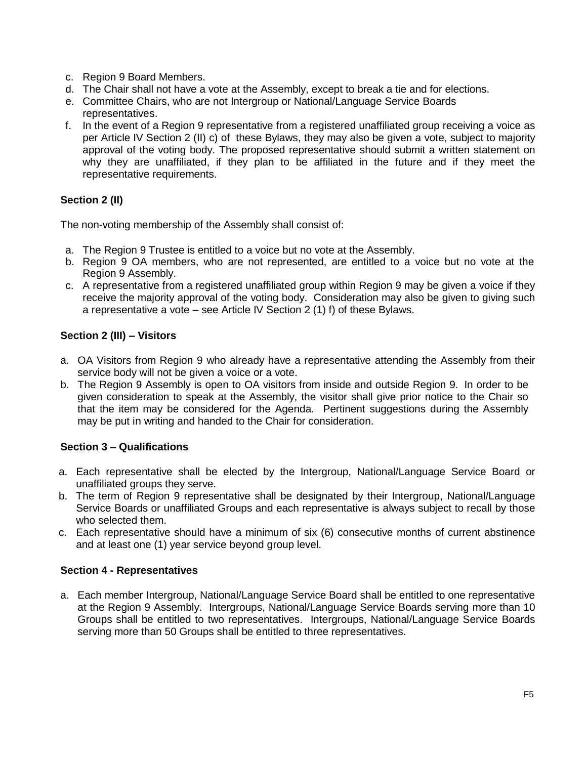c. Region 9 Board Members.
d. The Chair shall not have a vote at the Assembly, except to break a tie and for elections.
e. Committee Chairs, who are not Intergroup or National/Language Service Boards representatives.
f. In the event of a Region 9 representative from a registered unaffiliated group receiving a voice as per Article IV Section 2 (II) c) of these Bylaws, they may also be given a vote, subject to majority approval of the voting body. The proposed representative should submit a written statement on why they are unaffiliated, if they plan to be affiliated in the future and if they meet the representative requirements.

**Section 2 (II)**

The non-voting membership of the Assembly shall consist of:

a. The Region 9 Trustee is entitled to a voice but no vote at the Assembly.
b. Region 9 OA members, who are not represented, are entitled to a voice but no vote at the Region 9 Assembly.
c. A representative from a registered unaffiliated group within Region 9 may be given a voice if they receive the majority approval of the voting body. Consideration may also be given to giving such a representative a vote – see Article IV Section 2 (1) f) of these Bylaws.

**Section 2 (III) – Visitors**

a. OA Visitors from Region 9 who already have a representative attending the Assembly from their service body will not be given a voice or a vote.
b. The Region 9 Assembly is open to OA visitors from inside and outside Region 9. In order to be given consideration to speak at the Assembly, the visitor shall give prior notice to the Chair so that the item may be considered for the Agenda. Pertinent suggestions during the Assembly may be put in writing and handed to the Chair for consideration.

**Section 3 – Qualifications**

a. Each representative shall be elected by the Intergroup, National/Language Service Board or unaffiliated groups they serve.
b. The term of Region 9 representative shall be designated by their Intergroup, National/Language Service Boards or unaffiliated Groups and each representative is always subject to recall by those who selected them.
c. Each representative should have a minimum of six (6) consecutive months of current abstinence and at least one (1) year service beyond group level.

**Section 4 - Representatives**

a. Each member Intergroup, National/Language Service Board shall be entitled to one representative at the Region 9 Assembly. Intergroups, National/Language Service Boards serving more than 10 Groups shall be entitled to two representatives. Intergroups, National/Language Service Boards serving more than 50 Groups shall be entitled to three representatives.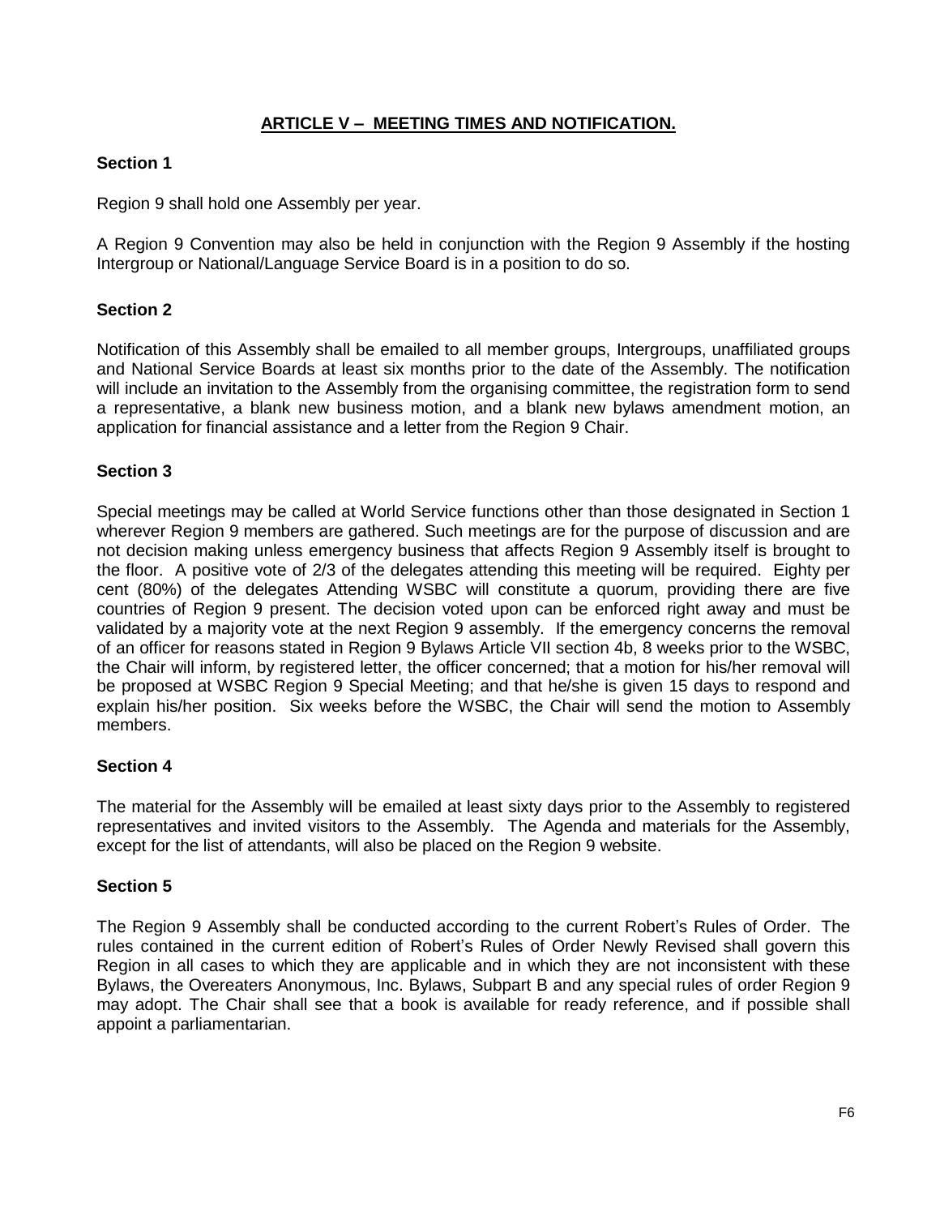## ARTICLE V – MEETING TIMES AND NOTIFICATION.

### Section 1

Region 9 shall hold one Assembly per year.

A Region 9 Convention may also be held in conjunction with the Region 9 Assembly if the hosting Intergroup or National/Language Service Board is in a position to do so.

### Section 2

Notification of this Assembly shall be emailed to all member groups, Intergroups, unaffiliated groups and National Service Boards at least six months prior to the date of the Assembly. The notification will include an invitation to the Assembly from the organising committee, the registration form to send a representative, a blank new business motion, and a blank new bylaws amendment motion, an application for financial assistance and a letter from the Region 9 Chair.

### Section 3

Special meetings may be called at World Service functions other than those designated in Section 1 wherever Region 9 members are gathered. Such meetings are for the purpose of discussion and are not decision making unless emergency business that affects Region 9 Assembly itself is brought to the floor. A positive vote of 2/3 of the delegates attending this meeting will be required. Eighty per cent (80%) of the delegates Attending WSBC will constitute a quorum, providing there are five countries of Region 9 present. The decision voted upon can be enforced right away and must be validated by a majority vote at the next Region 9 assembly. If the emergency concerns the removal of an officer for reasons stated in Region 9 Bylaws Article VII section 4b, 8 weeks prior to the WSBC, the Chair will inform, by registered letter, the officer concerned; that a motion for his/her removal will be proposed at WSBC Region 9 Special Meeting; and that he/she is given 15 days to respond and explain his/her position. Six weeks before the WSBC, the Chair will send the motion to Assembly members.

### Section 4

The material for the Assembly will be emailed at least sixty days prior to the Assembly to registered representatives and invited visitors to the Assembly. The Agenda and materials for the Assembly, except for the list of attendants, will also be placed on the Region 9 website.

### Section 5

The Region 9 Assembly shall be conducted according to the current Robert's Rules of Order. The rules contained in the current edition of Robert's Rules of Order Newly Revised shall govern this Region in all cases to which they are applicable and in which they are not inconsistent with these Bylaws, the Overeaters Anonymous, Inc. Bylaws, Subpart B and any special rules of order Region 9 may adopt. The Chair shall see that a book is available for ready reference, and if possible shall appoint a parliamentarian.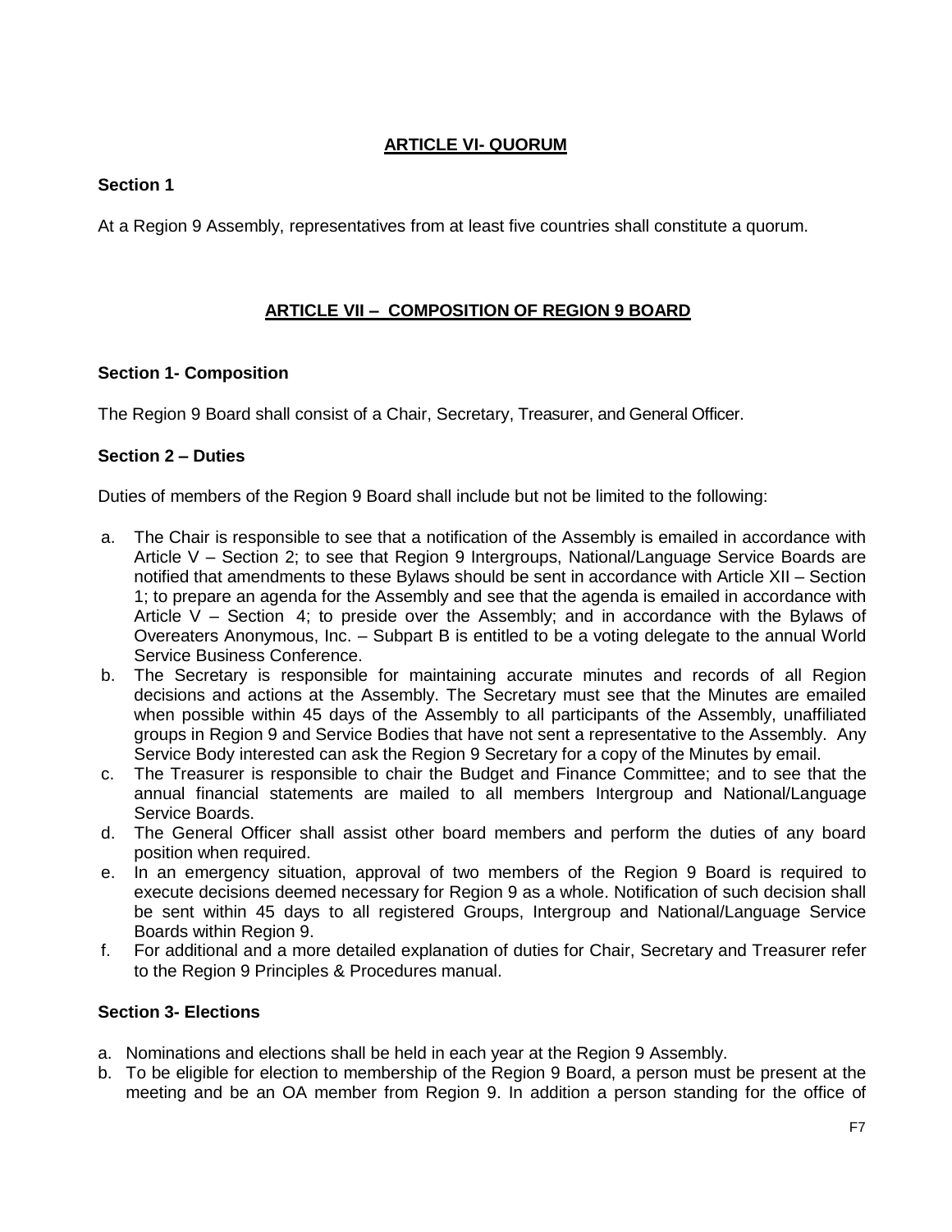## ARTICLE VI- QUORUM

**Section 1**

At a Region 9 Assembly, representatives from at least five countries shall constitute a quorum.

## ARTICLE VII – COMPOSITION OF REGION 9 BOARD

**Section 1- Composition**

The Region 9 Board shall consist of a Chair, Secretary, Treasurer, and General Officer.

**Section 2 – Duties**

Duties of members of the Region 9 Board shall include but not be limited to the following:

a. The Chair is responsible to see that a notification of the Assembly is emailed in accordance with Article V – Section 2; to see that Region 9 Intergroups, National/Language Service Boards are notified that amendments to these Bylaws should be sent in accordance with Article XII – Section 1; to prepare an agenda for the Assembly and see that the agenda is emailed in accordance with Article V – Section 4; to preside over the Assembly; and in accordance with the Bylaws of Overeaters Anonymous, Inc. – Subpart B is entitled to be a voting delegate to the annual World Service Business Conference.
b. The Secretary is responsible for maintaining accurate minutes and records of all Region decisions and actions at the Assembly. The Secretary must see that the Minutes are emailed when possible within 45 days of the Assembly to all participants of the Assembly, unaffiliated groups in Region 9 and Service Bodies that have not sent a representative to the Assembly. Any Service Body interested can ask the Region 9 Secretary for a copy of the Minutes by email.
c. The Treasurer is responsible to chair the Budget and Finance Committee; and to see that the annual financial statements are mailed to all members Intergroup and National/Language Service Boards.
d. The General Officer shall assist other board members and perform the duties of any board position when required.
e. In an emergency situation, approval of two members of the Region 9 Board is required to execute decisions deemed necessary for Region 9 as a whole. Notification of such decision shall be sent within 45 days to all registered Groups, Intergroup and National/Language Service Boards within Region 9.
f. For additional and a more detailed explanation of duties for Chair, Secretary and Treasurer refer to the Region 9 Principles & Procedures manual.

**Section 3- Elections**

a. Nominations and elections shall be held in each year at the Region 9 Assembly.
b. To be eligible for election to membership of the Region 9 Board, a person must be present at the meeting and be an OA member from Region 9. In addition a person standing for the office of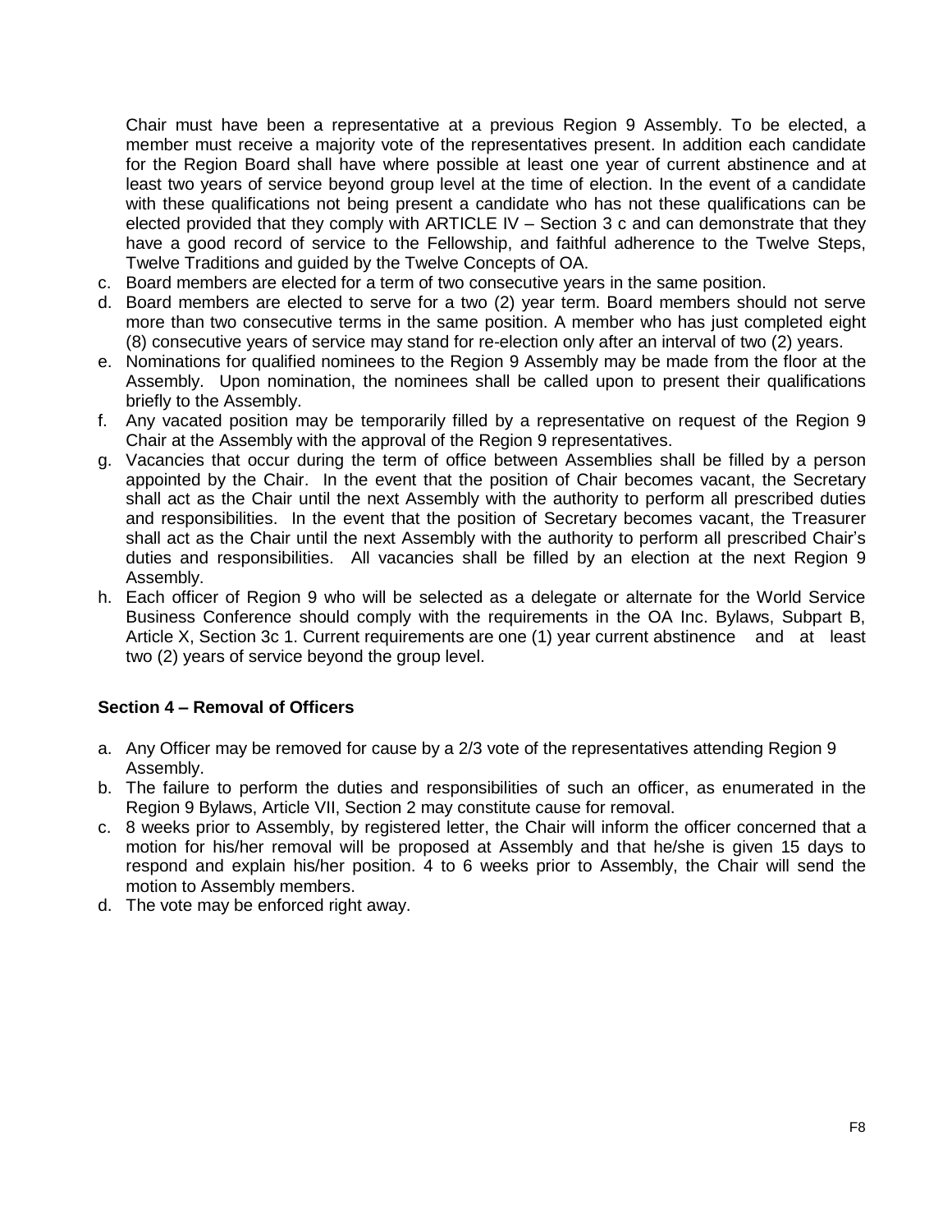Chair must have been a representative at a previous Region 9 Assembly. To be elected, a member must receive a majority vote of the representatives present. In addition each candidate for the Region Board shall have where possible at least one year of current abstinence and at least two years of service beyond group level at the time of election. In the event of a candidate with these qualifications not being present a candidate who has not these qualifications can be elected provided that they comply with ARTICLE IV – Section 3 c and can demonstrate that they have a good record of service to the Fellowship, and faithful adherence to the Twelve Steps, Twelve Traditions and guided by the Twelve Concepts of OA.

c. Board members are elected for a term of two consecutive years in the same position.
d. Board members are elected to serve for a two (2) year term. Board members should not serve more than two consecutive terms in the same position. A member who has just completed eight (8) consecutive years of service may stand for re-election only after an interval of two (2) years.
e. Nominations for qualified nominees to the Region 9 Assembly may be made from the floor at the Assembly. Upon nomination, the nominees shall be called upon to present their qualifications briefly to the Assembly.
f. Any vacated position may be temporarily filled by a representative on request of the Region 9 Chair at the Assembly with the approval of the Region 9 representatives.
g. Vacancies that occur during the term of office between Assemblies shall be filled by a person appointed by the Chair. In the event that the position of Chair becomes vacant, the Secretary shall act as the Chair until the next Assembly with the authority to perform all prescribed duties and responsibilities. In the event that the position of Secretary becomes vacant, the Treasurer shall act as the Chair until the next Assembly with the authority to perform all prescribed Chair's duties and responsibilities. All vacancies shall be filled by an election at the next Region 9 Assembly.
h. Each officer of Region 9 who will be selected as a delegate or alternate for the World Service Business Conference should comply with the requirements in the OA Inc. Bylaws, Subpart B, Article X, Section 3c 1. Current requirements are one (1) year current abstinence and at least two (2) years of service beyond the group level.

**Section 4 – Removal of Officers**

a. Any Officer may be removed for cause by a 2/3 vote of the representatives attending Region 9 Assembly.
b. The failure to perform the duties and responsibilities of such an officer, as enumerated in the Region 9 Bylaws, Article VII, Section 2 may constitute cause for removal.
c. 8 weeks prior to Assembly, by registered letter, the Chair will inform the officer concerned that a motion for his/her removal will be proposed at Assembly and that he/she is given 15 days to respond and explain his/her position. 4 to 6 weeks prior to Assembly, the Chair will send the motion to Assembly members.
d. The vote may be enforced right away.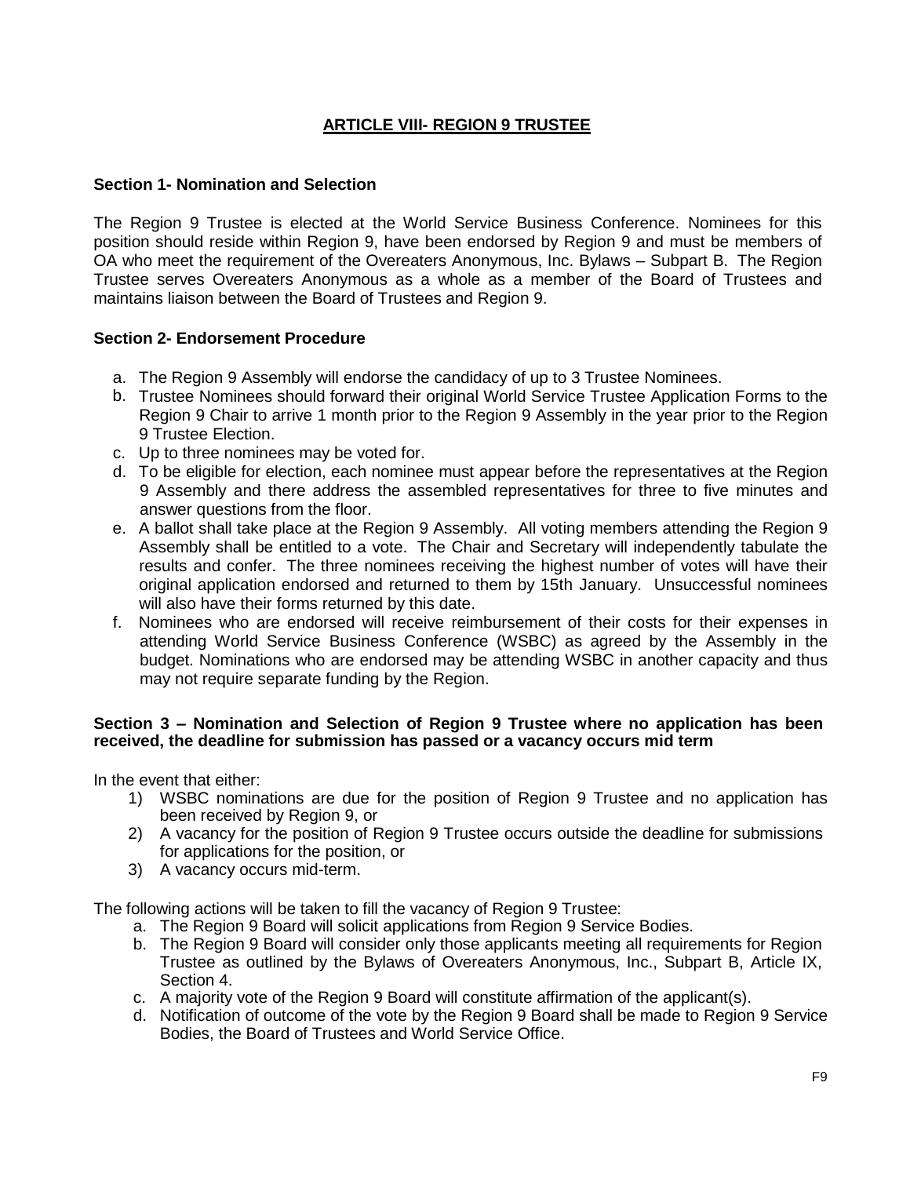## ARTICLE VIII- REGION 9 TRUSTEE

### Section 1- Nomination and Selection

The Region 9 Trustee is elected at the World Service Business Conference. Nominees for this position should reside within Region 9, have been endorsed by Region 9 and must be members of OA who meet the requirement of the Overeaters Anonymous, Inc. Bylaws – Subpart B. The Region Trustee serves Overeaters Anonymous as a whole as a member of the Board of Trustees and maintains liaison between the Board of Trustees and Region 9.

### Section 2- Endorsement Procedure

a. The Region 9 Assembly will endorse the candidacy of up to 3 Trustee Nominees.
b. Trustee Nominees should forward their original World Service Trustee Application Forms to the Region 9 Chair to arrive 1 month prior to the Region 9 Assembly in the year prior to the Region 9 Trustee Election.
c. Up to three nominees may be voted for.
d. To be eligible for election, each nominee must appear before the representatives at the Region 9 Assembly and there address the assembled representatives for three to five minutes and answer questions from the floor.
e. A ballot shall take place at the Region 9 Assembly. All voting members attending the Region 9 Assembly shall be entitled to a vote. The Chair and Secretary will independently tabulate the results and confer. The three nominees receiving the highest number of votes will have their original application endorsed and returned to them by 15th January. Unsuccessful nominees will also have their forms returned by this date.
f. Nominees who are endorsed will receive reimbursement of their costs for their expenses in attending World Service Business Conference (WSBC) as agreed by the Assembly in the budget. Nominations who are endorsed may be attending WSBC in another capacity and thus may not require separate funding by the Region.

### Section 3 – Nomination and Selection of Region 9 Trustee where no application has been received, the deadline for submission has passed or a vacancy occurs mid term

In the event that either:

1) WSBC nominations are due for the position of Region 9 Trustee and no application has been received by Region 9, or
2) A vacancy for the position of Region 9 Trustee occurs outside the deadline for submissions for applications for the position, or
3) A vacancy occurs mid-term.

The following actions will be taken to fill the vacancy of Region 9 Trustee:

a. The Region 9 Board will solicit applications from Region 9 Service Bodies.
b. The Region 9 Board will consider only those applicants meeting all requirements for Region Trustee as outlined by the Bylaws of Overeaters Anonymous, Inc., Subpart B, Article IX, Section 4.
c. A majority vote of the Region 9 Board will constitute affirmation of the applicant(s).
d. Notification of outcome of the vote by the Region 9 Board shall be made to Region 9 Service Bodies, the Board of Trustees and World Service Office.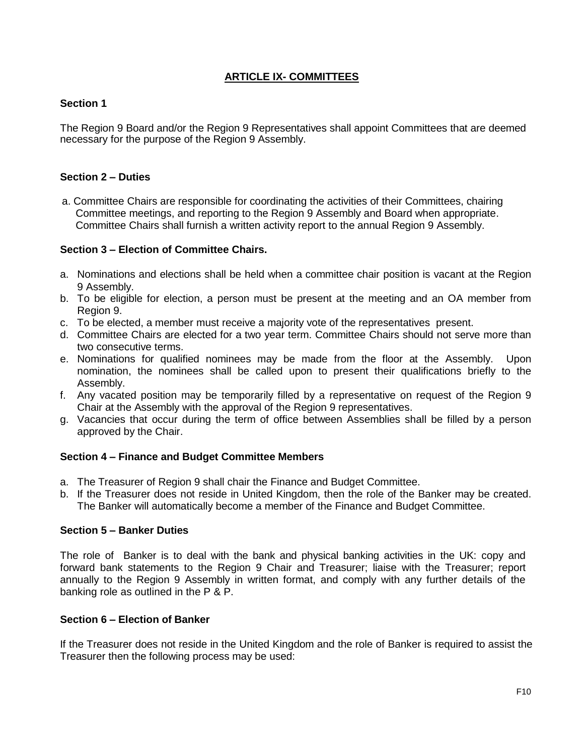## ARTICLE IX- COMMITTEES

### Section 1

The Region 9 Board and/or the Region 9 Representatives shall appoint Committees that are deemed necessary for the purpose of the Region 9 Assembly.

### Section 2 – Duties

a. Committee Chairs are responsible for coordinating the activities of their Committees, chairing Committee meetings, and reporting to the Region 9 Assembly and Board when appropriate. Committee Chairs shall furnish a written activity report to the annual Region 9 Assembly.

### Section 3 – Election of Committee Chairs.

a. Nominations and elections shall be held when a committee chair position is vacant at the Region 9 Assembly.
b. To be eligible for election, a person must be present at the meeting and an OA member from Region 9.
c. To be elected, a member must receive a majority vote of the representatives present.
d. Committee Chairs are elected for a two year term. Committee Chairs should not serve more than two consecutive terms.
e. Nominations for qualified nominees may be made from the floor at the Assembly. Upon nomination, the nominees shall be called upon to present their qualifications briefly to the Assembly.
f. Any vacated position may be temporarily filled by a representative on request of the Region 9 Chair at the Assembly with the approval of the Region 9 representatives.
g. Vacancies that occur during the term of office between Assemblies shall be filled by a person approved by the Chair.

### Section 4 – Finance and Budget Committee Members

a. The Treasurer of Region 9 shall chair the Finance and Budget Committee.
b. If the Treasurer does not reside in United Kingdom, then the role of the Banker may be created. The Banker will automatically become a member of the Finance and Budget Committee.

### Section 5 – Banker Duties

The role of Banker is to deal with the bank and physical banking activities in the UK: copy and forward bank statements to the Region 9 Chair and Treasurer; liaise with the Treasurer; report annually to the Region 9 Assembly in written format, and comply with any further details of the banking role as outlined in the P & P.

### Section 6 – Election of Banker

If the Treasurer does not reside in the United Kingdom and the role of Banker is required to assist the Treasurer then the following process may be used: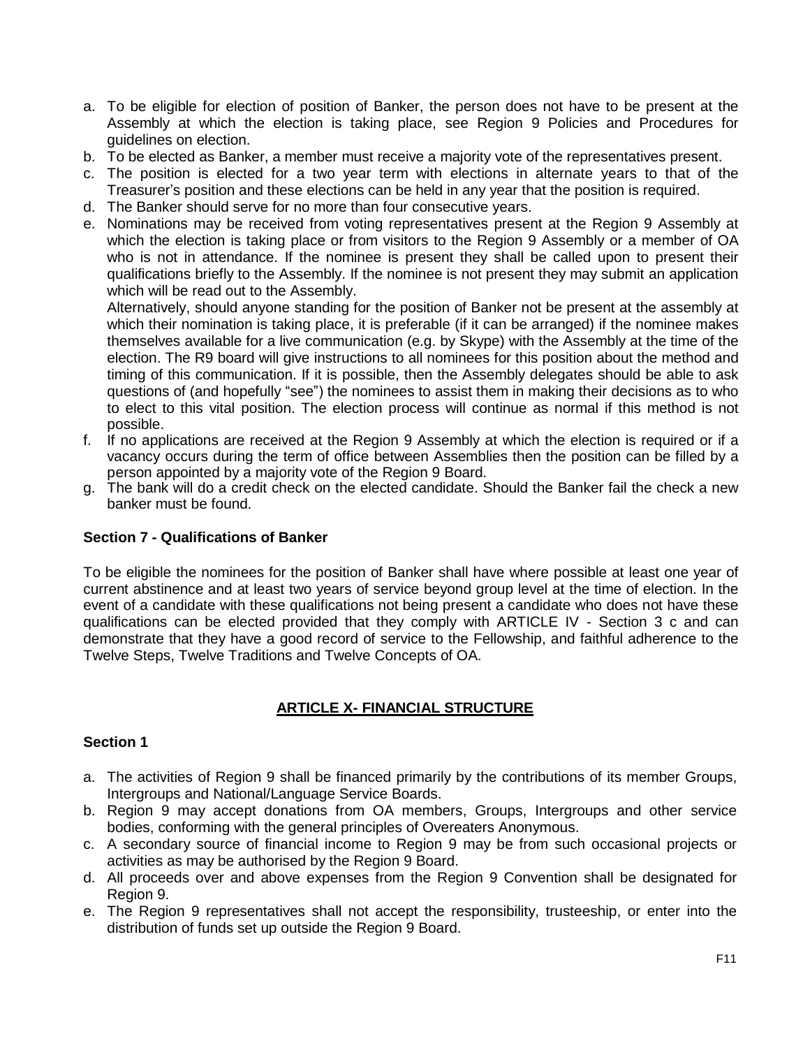a. To be eligible for election of position of Banker, the person does not have to be present at the Assembly at which the election is taking place, see Region 9 Policies and Procedures for guidelines on election.
b. To be elected as Banker, a member must receive a majority vote of the representatives present.
c. The position is elected for a two year term with elections in alternate years to that of the Treasurer's position and these elections can be held in any year that the position is required.
d. The Banker should serve for no more than four consecutive years.
e. Nominations may be received from voting representatives present at the Region 9 Assembly at which the election is taking place or from visitors to the Region 9 Assembly or a member of OA who is not in attendance. If the nominee is present they shall be called upon to present their qualifications briefly to the Assembly. If the nominee is not present they may submit an application which will be read out to the Assembly.

   Alternatively, should anyone standing for the position of Banker not be present at the assembly at which their nomination is taking place, it is preferable (if it can be arranged) if the nominee makes themselves available for a live communication (e.g. by Skype) with the Assembly at the time of the election. The R9 board will give instructions to all nominees for this position about the method and timing of this communication. If it is possible, then the Assembly delegates should be able to ask questions of (and hopefully "see") the nominees to assist them in making their decisions as to who to elect to this vital position. The election process will continue as normal if this method is not possible.
f. If no applications are received at the Region 9 Assembly at which the election is required or if a vacancy occurs during the term of office between Assemblies then the position can be filled by a person appointed by a majority vote of the Region 9 Board.
g. The bank will do a credit check on the elected candidate. Should the Banker fail the check a new banker must be found.

### Section 7 - Qualifications of Banker

To be eligible the nominees for the position of Banker shall have where possible at least one year of current abstinence and at least two years of service beyond group level at the time of election. In the event of a candidate with these qualifications not being present a candidate who does not have these qualifications can be elected provided that they comply with ARTICLE IV - Section 3 c and can demonstrate that they have a good record of service to the Fellowship, and faithful adherence to the Twelve Steps, Twelve Traditions and Twelve Concepts of OA.

## ARTICLE X- FINANCIAL STRUCTURE

### Section 1

a. The activities of Region 9 shall be financed primarily by the contributions of its member Groups, Intergroups and National/Language Service Boards.
b. Region 9 may accept donations from OA members, Groups, Intergroups and other service bodies, conforming with the general principles of Overeaters Anonymous.
c. A secondary source of financial income to Region 9 may be from such occasional projects or activities as may be authorised by the Region 9 Board.
d. All proceeds over and above expenses from the Region 9 Convention shall be designated for Region 9.
e. The Region 9 representatives shall not accept the responsibility, trusteeship, or enter into the distribution of funds set up outside the Region 9 Board.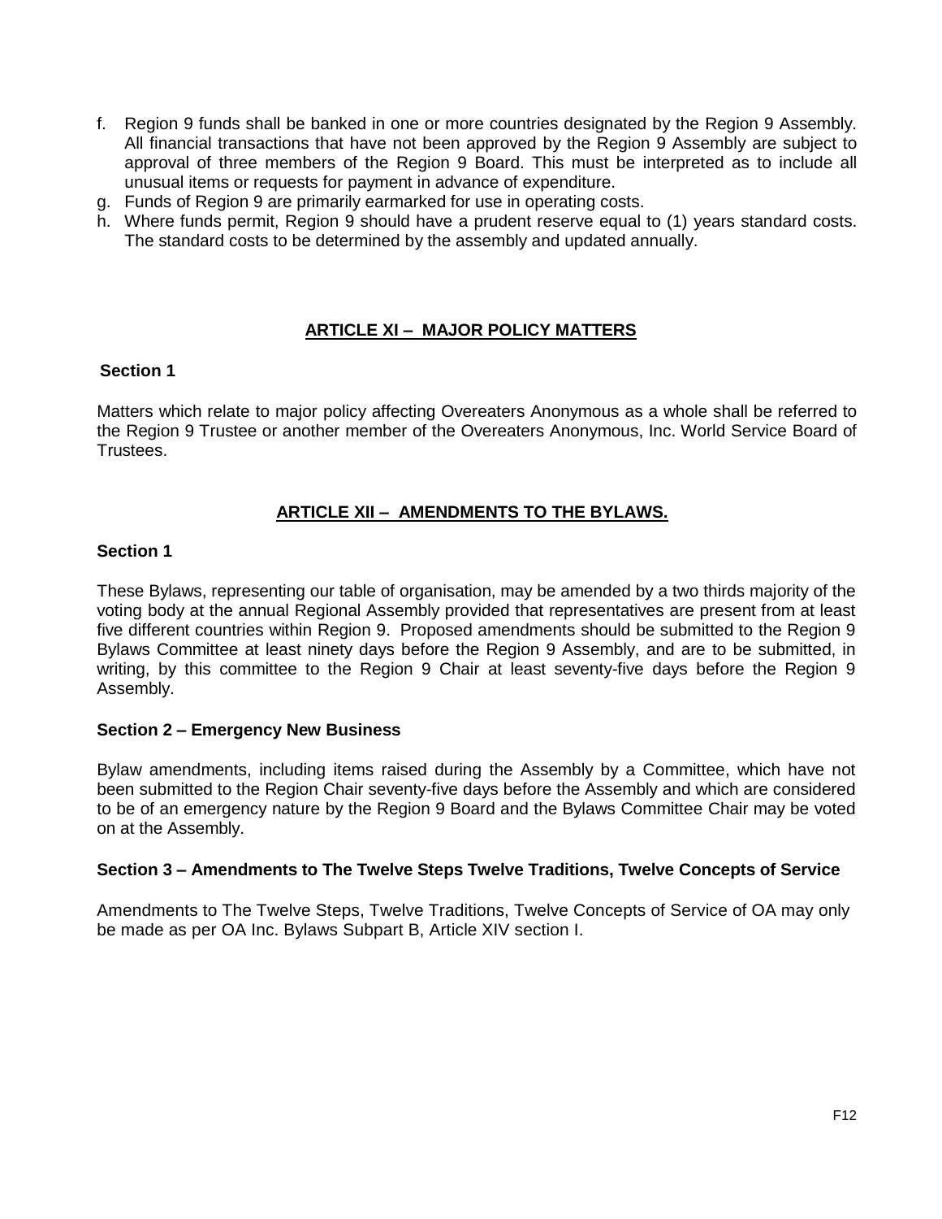f. Region 9 funds shall be banked in one or more countries designated by the Region 9 Assembly. All financial transactions that have not been approved by the Region 9 Assembly are subject to approval of three members of the Region 9 Board. This must be interpreted as to include all unusual items or requests for payment in advance of expenditure.
g. Funds of Region 9 are primarily earmarked for use in operating costs.
h. Where funds permit, Region 9 should have a prudent reserve equal to (1) years standard costs. The standard costs to be determined by the assembly and updated annually.

## ARTICLE XI – MAJOR POLICY MATTERS

### Section 1

Matters which relate to major policy affecting Overeaters Anonymous as a whole shall be referred to the Region 9 Trustee or another member of the Overeaters Anonymous, Inc. World Service Board of Trustees.

## ARTICLE XII – AMENDMENTS TO THE BYLAWS.

### Section 1

These Bylaws, representing our table of organisation, may be amended by a two thirds majority of the voting body at the annual Regional Assembly provided that representatives are present from at least five different countries within Region 9. Proposed amendments should be submitted to the Region 9 Bylaws Committee at least ninety days before the Region 9 Assembly, and are to be submitted, in writing, by this committee to the Region 9 Chair at least seventy-five days before the Region 9 Assembly.

### Section 2 – Emergency New Business

Bylaw amendments, including items raised during the Assembly by a Committee, which have not been submitted to the Region Chair seventy-five days before the Assembly and which are considered to be of an emergency nature by the Region 9 Board and the Bylaws Committee Chair may be voted on at the Assembly.

### Section 3 – Amendments to The Twelve Steps Twelve Traditions, Twelve Concepts of Service

Amendments to The Twelve Steps, Twelve Traditions, Twelve Concepts of Service of OA may only be made as per OA Inc. Bylaws Subpart B, Article XIV section I.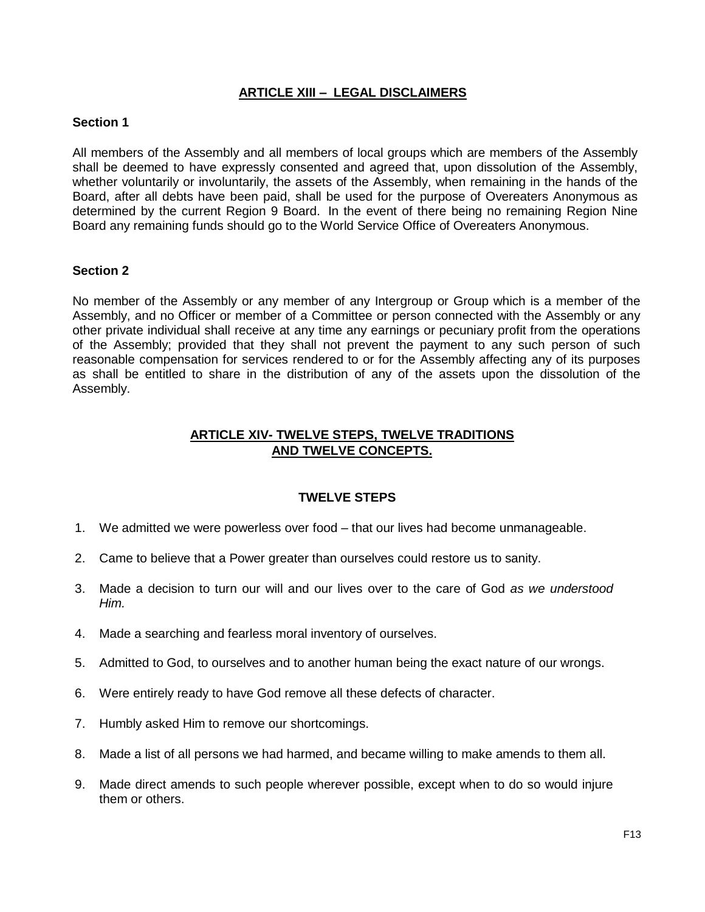## ARTICLE XIII – LEGAL DISCLAIMERS

### Section 1

All members of the Assembly and all members of local groups which are members of the Assembly shall be deemed to have expressly consented and agreed that, upon dissolution of the Assembly, whether voluntarily or involuntarily, the assets of the Assembly, when remaining in the hands of the Board, after all debts have been paid, shall be used for the purpose of Overeaters Anonymous as determined by the current Region 9 Board. In the event of there being no remaining Region Nine Board any remaining funds should go to the World Service Office of Overeaters Anonymous.

### Section 2

No member of the Assembly or any member of any Intergroup or Group which is a member of the Assembly, and no Officer or member of a Committee or person connected with the Assembly or any other private individual shall receive at any time any earnings or pecuniary profit from the operations of the Assembly; provided that they shall not prevent the payment to any such person of such reasonable compensation for services rendered to or for the Assembly affecting any of its purposes as shall be entitled to share in the distribution of any of the assets upon the dissolution of the Assembly.

## ARTICLE XIV- TWELVE STEPS, TWELVE TRADITIONS AND TWELVE CONCEPTS.

### TWELVE STEPS

1. We admitted we were powerless over food – that our lives had become unmanageable.
2. Came to believe that a Power greater than ourselves could restore us to sanity.
3. Made a decision to turn our will and our lives over to the care of God *as we understood Him.*
4. Made a searching and fearless moral inventory of ourselves.
5. Admitted to God, to ourselves and to another human being the exact nature of our wrongs.
6. Were entirely ready to have God remove all these defects of character.
7. Humbly asked Him to remove our shortcomings.
8. Made a list of all persons we had harmed, and became willing to make amends to them all.
9. Made direct amends to such people wherever possible, except when to do so would injure them or others.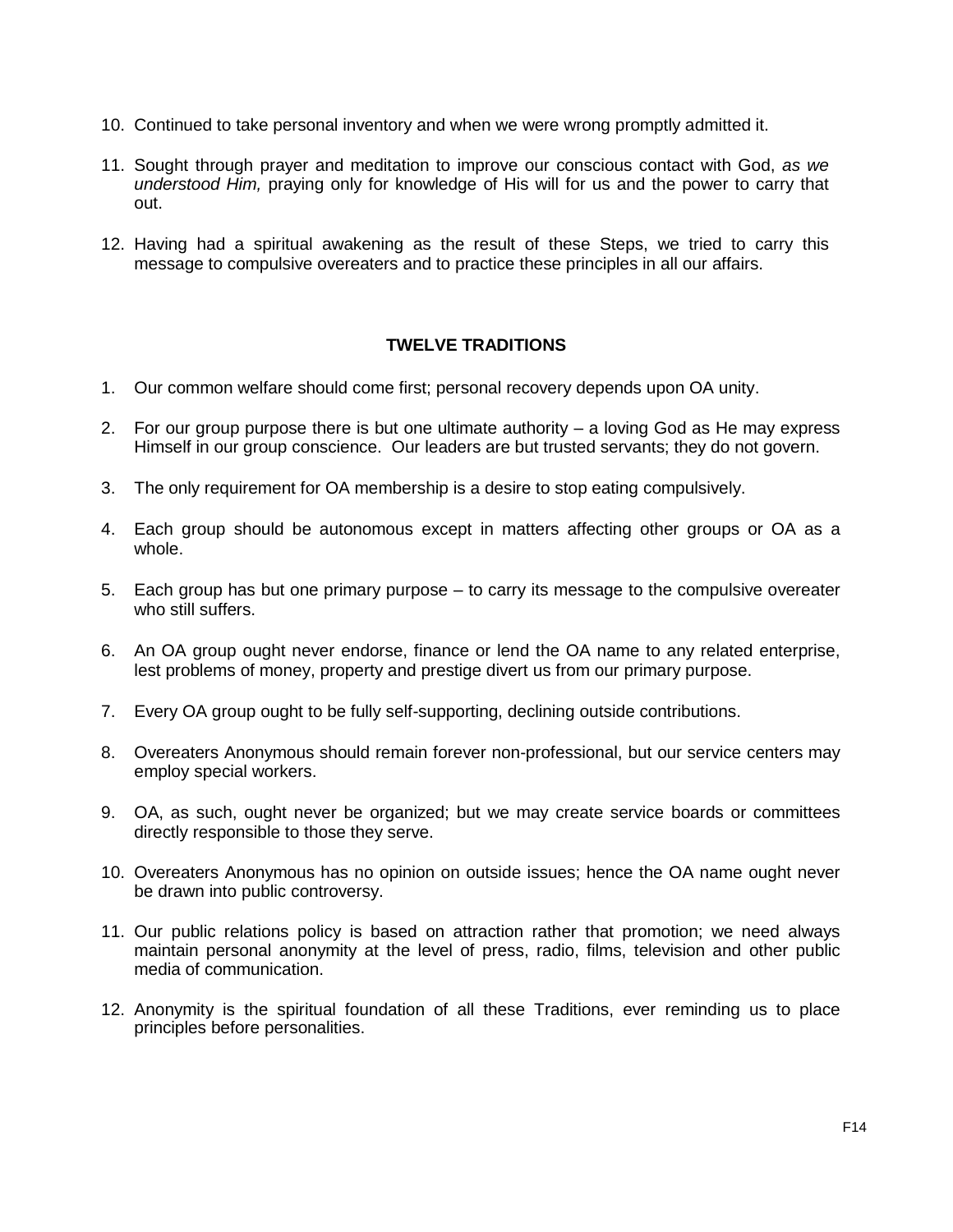10. Continued to take personal inventory and when we were wrong promptly admitted it.

11. Sought through prayer and meditation to improve our conscious contact with God, *as we understood Him,* praying only for knowledge of His will for us and the power to carry that out.

12. Having had a spiritual awakening as the result of these Steps, we tried to carry this message to compulsive overeaters and to practice these principles in all our affairs.

## TWELVE TRADITIONS

1. Our common welfare should come first; personal recovery depends upon OA unity.

2. For our group purpose there is but one ultimate authority – a loving God as He may express Himself in our group conscience. Our leaders are but trusted servants; they do not govern.

3. The only requirement for OA membership is a desire to stop eating compulsively.

4. Each group should be autonomous except in matters affecting other groups or OA as a whole.

5. Each group has but one primary purpose – to carry its message to the compulsive overeater who still suffers.

6. An OA group ought never endorse, finance or lend the OA name to any related enterprise, lest problems of money, property and prestige divert us from our primary purpose.

7. Every OA group ought to be fully self-supporting, declining outside contributions.

8. Overeaters Anonymous should remain forever non-professional, but our service centers may employ special workers.

9. OA, as such, ought never be organized; but we may create service boards or committees directly responsible to those they serve.

10. Overeaters Anonymous has no opinion on outside issues; hence the OA name ought never be drawn into public controversy.

11. Our public relations policy is based on attraction rather that promotion; we need always maintain personal anonymity at the level of press, radio, films, television and other public media of communication.

12. Anonymity is the spiritual foundation of all these Traditions, ever reminding us to place principles before personalities.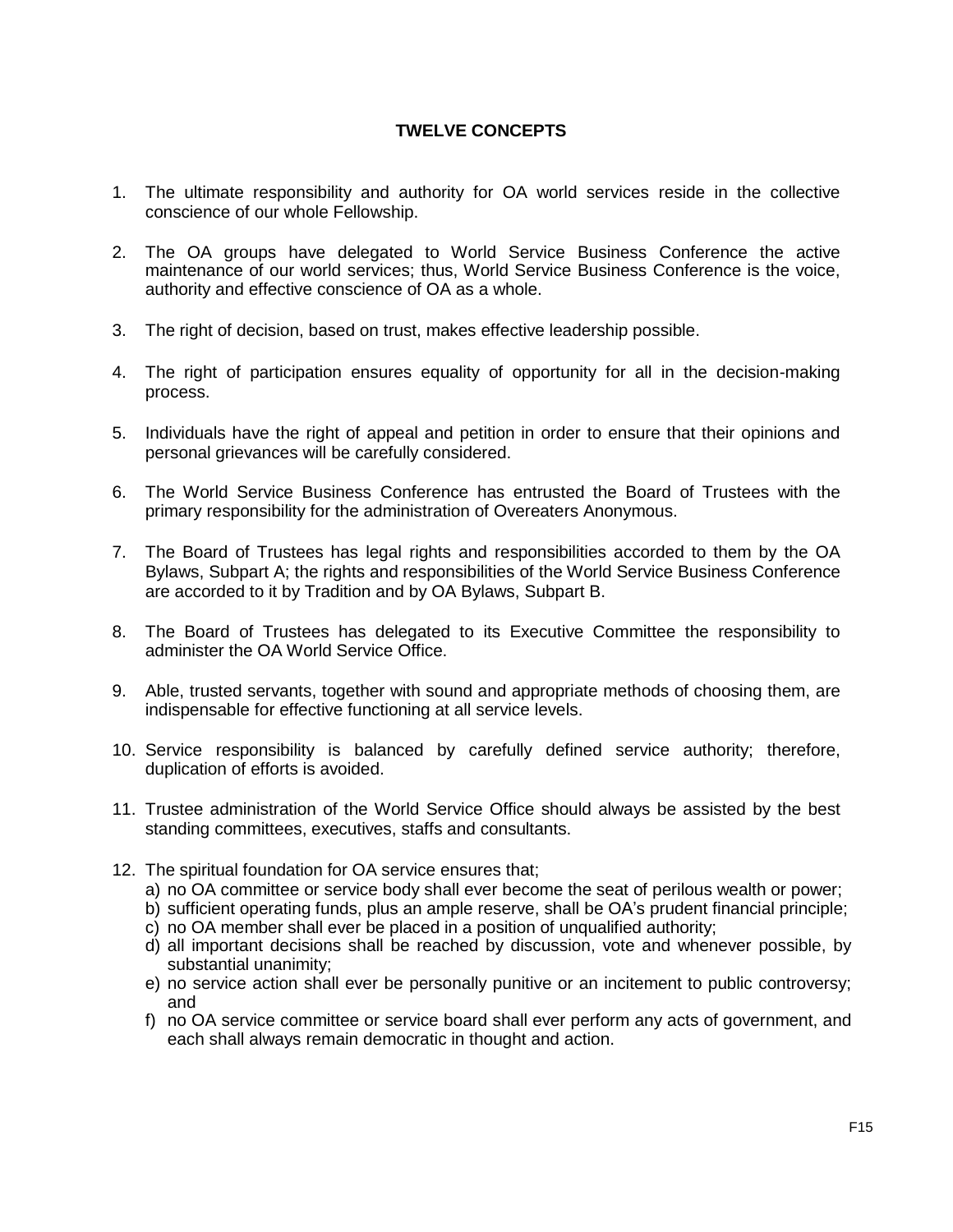## TWELVE CONCEPTS

1. The ultimate responsibility and authority for OA world services reside in the collective conscience of our whole Fellowship.

2. The OA groups have delegated to World Service Business Conference the active maintenance of our world services; thus, World Service Business Conference is the voice, authority and effective conscience of OA as a whole.

3. The right of decision, based on trust, makes effective leadership possible.

4. The right of participation ensures equality of opportunity for all in the decision-making process.

5. Individuals have the right of appeal and petition in order to ensure that their opinions and personal grievances will be carefully considered.

6. The World Service Business Conference has entrusted the Board of Trustees with the primary responsibility for the administration of Overeaters Anonymous.

7. The Board of Trustees has legal rights and responsibilities accorded to them by the OA Bylaws, Subpart A; the rights and responsibilities of the World Service Business Conference are accorded to it by Tradition and by OA Bylaws, Subpart B.

8. The Board of Trustees has delegated to its Executive Committee the responsibility to administer the OA World Service Office.

9. Able, trusted servants, together with sound and appropriate methods of choosing them, are indispensable for effective functioning at all service levels.

10. Service responsibility is balanced by carefully defined service authority; therefore, duplication of efforts is avoided.

11. Trustee administration of the World Service Office should always be assisted by the best standing committees, executives, staffs and consultants.

12. The spiritual foundation for OA service ensures that;
    a) no OA committee or service body shall ever become the seat of perilous wealth or power;
    b) sufficient operating funds, plus an ample reserve, shall be OA's prudent financial principle;
    c) no OA member shall ever be placed in a position of unqualified authority;
    d) all important decisions shall be reached by discussion, vote and whenever possible, by substantial unanimity;
    e) no service action shall ever be personally punitive or an incitement to public controversy; and
    f) no OA service committee or service board shall ever perform any acts of government, and each shall always remain democratic in thought and action.